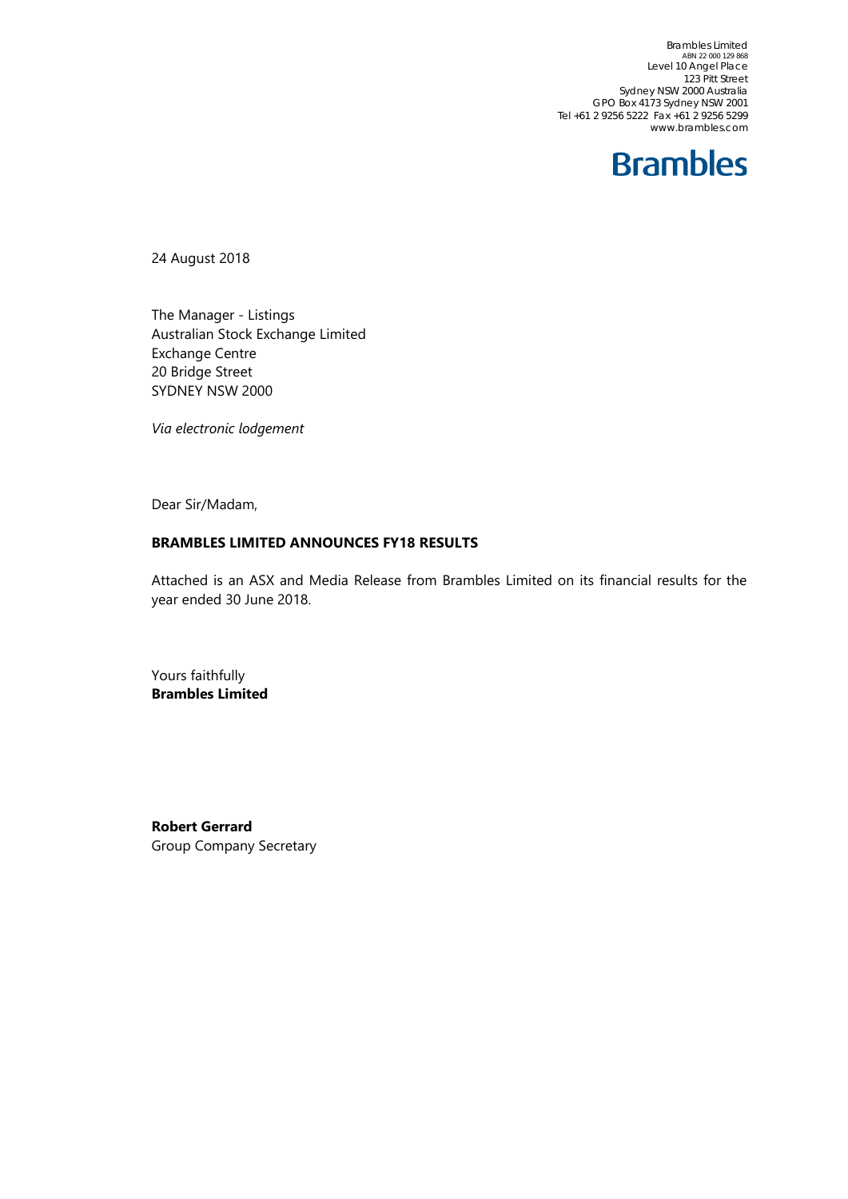Brambles Limited
ABN 22 000 129 868
Level 10 Angel Place
123 Pitt Street
Sydney NSW 2000 Australia
GPO Box 4173 Sydney NSW 2001
Tel +61 2 9256 5222 Fax +61 2 9256 5299
www.brambles.com

**Brambles**

24 August 2018

The Manager - Listings
Australian Stock Exchange Limited
Exchange Centre
20 Bridge Street
SYDNEY NSW 2000

*Via electronic lodgement*

Dear Sir/Madam,

**BRAMBLES LIMITED ANNOUNCES FY18 RESULTS**

Attached is an ASX and Media Release from Brambles Limited on its financial results for the year ended 30 June 2018.

Yours faithfully
**Brambles Limited**

**Robert Gerrard**
Group Company Secretary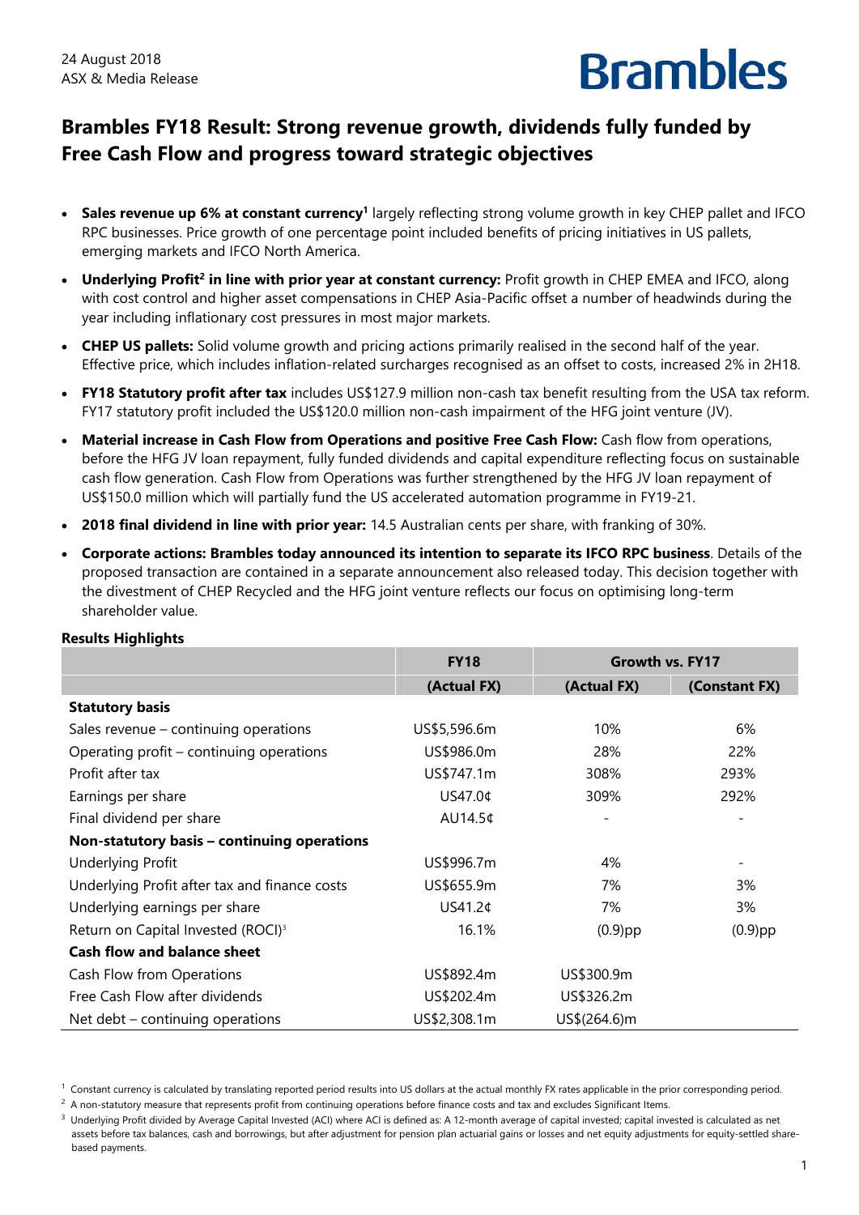24 August 2018
ASX & Media Release

Brambles

# Brambles FY18 Result: Strong revenue growth, dividends fully funded by Free Cash Flow and progress toward strategic objectives

- **Sales revenue up 6% at constant currency[1]** largely reflecting strong volume growth in key CHEP pallet and IFCO RPC businesses. Price growth of one percentage point included benefits of pricing initiatives in US pallets, emerging markets and IFCO North America.
- **Underlying Profit[2] in line with prior year at constant currency:** Profit growth in CHEP EMEA and IFCO, along with cost control and higher asset compensations in CHEP Asia-Pacific offset a number of headwinds during the year including inflationary cost pressures in most major markets.
- **CHEP US pallets:** Solid volume growth and pricing actions primarily realised in the second half of the year. Effective price, which includes inflation-related surcharges recognised as an offset to costs, increased 2% in 2H18.
- **FY18 Statutory profit after tax** includes US$127.9 million non-cash tax benefit resulting from the USA tax reform. FY17 statutory profit included the US$120.0 million non-cash impairment of the HFG joint venture (JV).
- **Material increase in Cash Flow from Operations and positive Free Cash Flow:** Cash flow from operations, before the HFG JV loan repayment, fully funded dividends and capital expenditure reflecting focus on sustainable cash flow generation. Cash Flow from Operations was further strengthened by the HFG JV loan repayment of US$150.0 million which will partially fund the US accelerated automation programme in FY19-21.
- **2018 final dividend in line with prior year:** 14.5 Australian cents per share, with franking of 30%.
- **Corporate actions: Brambles today announced its intention to separate its IFCO RPC business**. Details of the proposed transaction are contained in a separate announcement also released today. This decision together with the divestment of CHEP Recycled and the HFG joint venture reflects our focus on optimising long-term shareholder value.

**Results Highlights**

| | FY18 | Growth vs. FY17 | |
|---|---|---|---|
| | (Actual FX) | (Actual FX) | (Constant FX) |
| **Statutory basis** | | | |
| Sales revenue – continuing operations | US$5,596.6m | 10% | 6% |
| Operating profit – continuing operations | US$986.0m | 28% | 22% |
| Profit after tax | US$747.1m | 308% | 293% |
| Earnings per share | US47.0¢ | 309% | 292% |
| Final dividend per share | AU14.5¢ | - | - |
| **Non-statutory basis – continuing operations** | | | |
| Underlying Profit | US$996.7m | 4% | - |
| Underlying Profit after tax and finance costs | US$655.9m | 7% | 3% |
| Underlying earnings per share | US41.2¢ | 7% | 3% |
| Return on Capital Invested (ROCI)[3] | 16.1% | (0.9)pp | (0.9)pp |
| **Cash flow and balance sheet** | | | |
| Cash Flow from Operations | US$892.4m | US$300.9m | |
| Free Cash Flow after dividends | US$202.4m | US$326.2m | |
| Net debt – continuing operations | US$2,308.1m | US$(264.6)m | |

[1] Constant currency is calculated by translating reported period results into US dollars at the actual monthly FX rates applicable in the prior corresponding period.

[2] A non-statutory measure that represents profit from continuing operations before finance costs and tax and excludes Significant Items.

[3] Underlying Profit divided by Average Capital Invested (ACI) where ACI is defined as: A 12-month average of capital invested; capital invested is calculated as net assets before tax balances, cash and borrowings, but after adjustment for pension plan actuarial gains or losses and net equity adjustments for equity-settled share-based payments.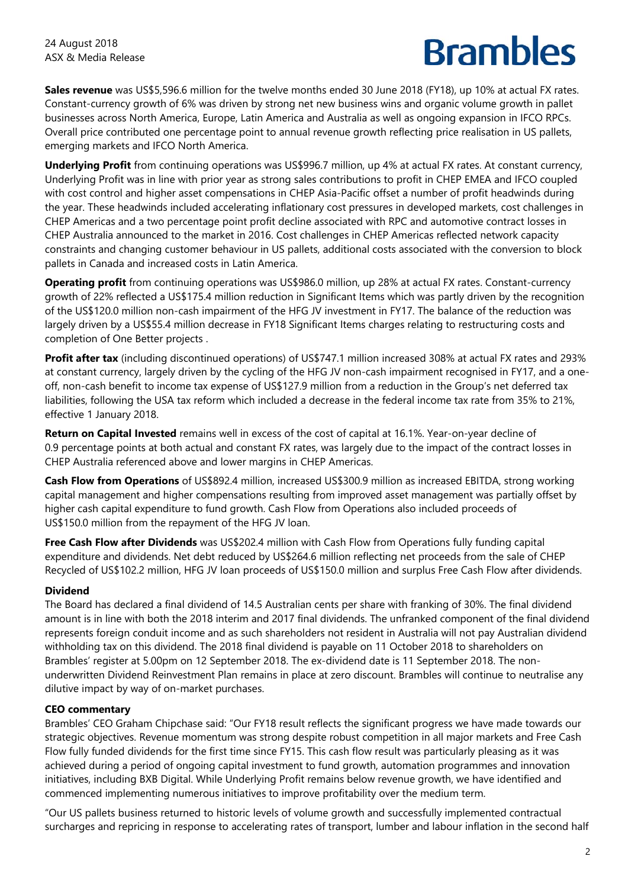**Sales revenue** was US$5,596.6 million for the twelve months ended 30 June 2018 (FY18), up 10% at actual FX rates. Constant-currency growth of 6% was driven by strong net new business wins and organic volume growth in pallet businesses across North America, Europe, Latin America and Australia as well as ongoing expansion in IFCO RPCs. Overall price contributed one percentage point to annual revenue growth reflecting price realisation in US pallets, emerging markets and IFCO North America.

**Underlying Profit** from continuing operations was US$996.7 million, up 4% at actual FX rates. At constant currency, Underlying Profit was in line with prior year as strong sales contributions to profit in CHEP EMEA and IFCO coupled with cost control and higher asset compensations in CHEP Asia-Pacific offset a number of profit headwinds during the year. These headwinds included accelerating inflationary cost pressures in developed markets, cost challenges in CHEP Americas and a two percentage point profit decline associated with RPC and automotive contract losses in CHEP Australia announced to the market in 2016. Cost challenges in CHEP Americas reflected network capacity constraints and changing customer behaviour in US pallets, additional costs associated with the conversion to block pallets in Canada and increased costs in Latin America.

**Operating profit** from continuing operations was US$986.0 million, up 28% at actual FX rates. Constant-currency growth of 22% reflected a US$175.4 million reduction in Significant Items which was partly driven by the recognition of the US$120.0 million non-cash impairment of the HFG JV investment in FY17. The balance of the reduction was largely driven by a US$55.4 million decrease in FY18 Significant Items charges relating to restructuring costs and completion of One Better projects .

**Profit after tax** (including discontinued operations) of US$747.1 million increased 308% at actual FX rates and 293% at constant currency, largely driven by the cycling of the HFG JV non-cash impairment recognised in FY17, and a one-off, non-cash benefit to income tax expense of US$127.9 million from a reduction in the Group's net deferred tax liabilities, following the USA tax reform which included a decrease in the federal income tax rate from 35% to 21%, effective 1 January 2018.

**Return on Capital Invested** remains well in excess of the cost of capital at 16.1%. Year-on-year decline of 0.9 percentage points at both actual and constant FX rates, was largely due to the impact of the contract losses in CHEP Australia referenced above and lower margins in CHEP Americas.

**Cash Flow from Operations** of US$892.4 million, increased US$300.9 million as increased EBITDA, strong working capital management and higher compensations resulting from improved asset management was partially offset by higher cash capital expenditure to fund growth. Cash Flow from Operations also included proceeds of US$150.0 million from the repayment of the HFG JV loan.

**Free Cash Flow after Dividends** was US$202.4 million with Cash Flow from Operations fully funding capital expenditure and dividends. Net debt reduced by US$264.6 million reflecting net proceeds from the sale of CHEP Recycled of US$102.2 million, HFG JV loan proceeds of US$150.0 million and surplus Free Cash Flow after dividends.

**Dividend**

The Board has declared a final dividend of 14.5 Australian cents per share with franking of 30%. The final dividend amount is in line with both the 2018 interim and 2017 final dividends. The unfranked component of the final dividend represents foreign conduit income and as such shareholders not resident in Australia will not pay Australian dividend withholding tax on this dividend. The 2018 final dividend is payable on 11 October 2018 to shareholders on Brambles' register at 5.00pm on 12 September 2018. The ex-dividend date is 11 September 2018. The non-underwritten Dividend Reinvestment Plan remains in place at zero discount. Brambles will continue to neutralise any dilutive impact by way of on-market purchases.

**CEO commentary**

Brambles' CEO Graham Chipchase said: "Our FY18 result reflects the significant progress we have made towards our strategic objectives. Revenue momentum was strong despite robust competition in all major markets and Free Cash Flow fully funded dividends for the first time since FY15. This cash flow result was particularly pleasing as it was achieved during a period of ongoing capital investment to fund growth, automation programmes and innovation initiatives, including BXB Digital. While Underlying Profit remains below revenue growth, we have identified and commenced implementing numerous initiatives to improve profitability over the medium term.

"Our US pallets business returned to historic levels of volume growth and successfully implemented contractual surcharges and repricing in response to accelerating rates of transport, lumber and labour inflation in the second half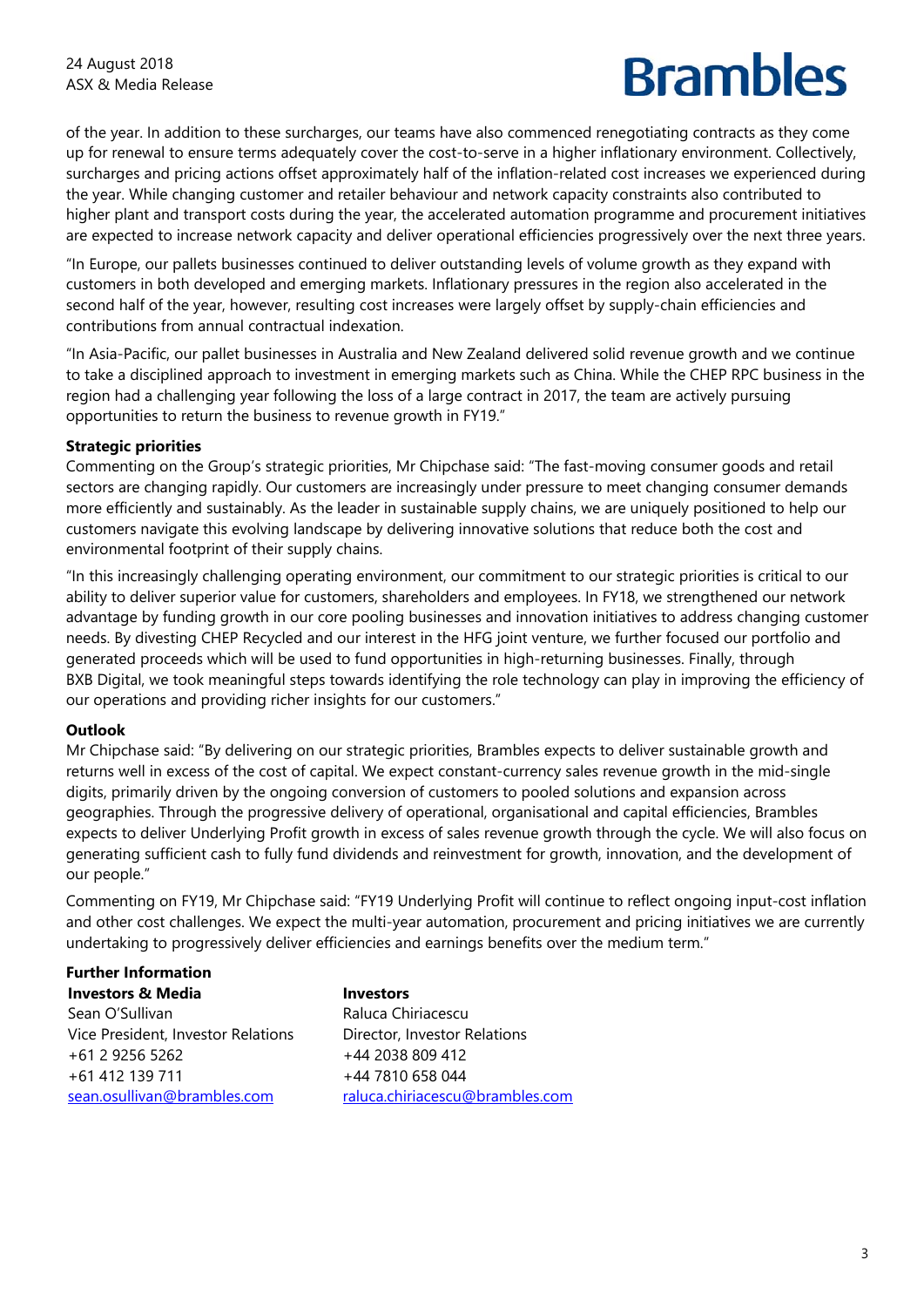of the year. In addition to these surcharges, our teams have also commenced renegotiating contracts as they come up for renewal to ensure terms adequately cover the cost-to-serve in a higher inflationary environment. Collectively, surcharges and pricing actions offset approximately half of the inflation-related cost increases we experienced during the year. While changing customer and retailer behaviour and network capacity constraints also contributed to higher plant and transport costs during the year, the accelerated automation programme and procurement initiatives are expected to increase network capacity and deliver operational efficiencies progressively over the next three years.

"In Europe, our pallets businesses continued to deliver outstanding levels of volume growth as they expand with customers in both developed and emerging markets. Inflationary pressures in the region also accelerated in the second half of the year, however, resulting cost increases were largely offset by supply-chain efficiencies and contributions from annual contractual indexation.

"In Asia-Pacific, our pallet businesses in Australia and New Zealand delivered solid revenue growth and we continue to take a disciplined approach to investment in emerging markets such as China. While the CHEP RPC business in the region had a challenging year following the loss of a large contract in 2017, the team are actively pursuing opportunities to return the business to revenue growth in FY19."

**Strategic priorities**

Commenting on the Group's strategic priorities, Mr Chipchase said: "The fast-moving consumer goods and retail sectors are changing rapidly. Our customers are increasingly under pressure to meet changing consumer demands more efficiently and sustainably. As the leader in sustainable supply chains, we are uniquely positioned to help our customers navigate this evolving landscape by delivering innovative solutions that reduce both the cost and environmental footprint of their supply chains.

"In this increasingly challenging operating environment, our commitment to our strategic priorities is critical to our ability to deliver superior value for customers, shareholders and employees. In FY18, we strengthened our network advantage by funding growth in our core pooling businesses and innovation initiatives to address changing customer needs. By divesting CHEP Recycled and our interest in the HFG joint venture, we further focused our portfolio and generated proceeds which will be used to fund opportunities in high-returning businesses. Finally, through BXB Digital, we took meaningful steps towards identifying the role technology can play in improving the efficiency of our operations and providing richer insights for our customers."

**Outlook**

Mr Chipchase said: "By delivering on our strategic priorities, Brambles expects to deliver sustainable growth and returns well in excess of the cost of capital. We expect constant-currency sales revenue growth in the mid-single digits, primarily driven by the ongoing conversion of customers to pooled solutions and expansion across geographies. Through the progressive delivery of operational, organisational and capital efficiencies, Brambles expects to deliver Underlying Profit growth in excess of sales revenue growth through the cycle. We will also focus on generating sufficient cash to fully fund dividends and reinvestment for growth, innovation, and the development of our people."

Commenting on FY19, Mr Chipchase said: "FY19 Underlying Profit will continue to reflect ongoing input-cost inflation and other cost challenges. We expect the multi-year automation, procurement and pricing initiatives we are currently undertaking to progressively deliver efficiencies and earnings benefits over the medium term."

**Further Information**

| **Investors & Media** | **Investors** |
|---|---|
| Sean O'Sullivan | Raluca Chiriacescu |
| Vice President, Investor Relations | Director, Investor Relations |
| +61 2 9256 5262 | +44 2038 809 412 |
| +61 412 139 711 | +44 7810 658 044 |
| sean.osullivan@brambles.com | raluca.chiriacescu@brambles.com |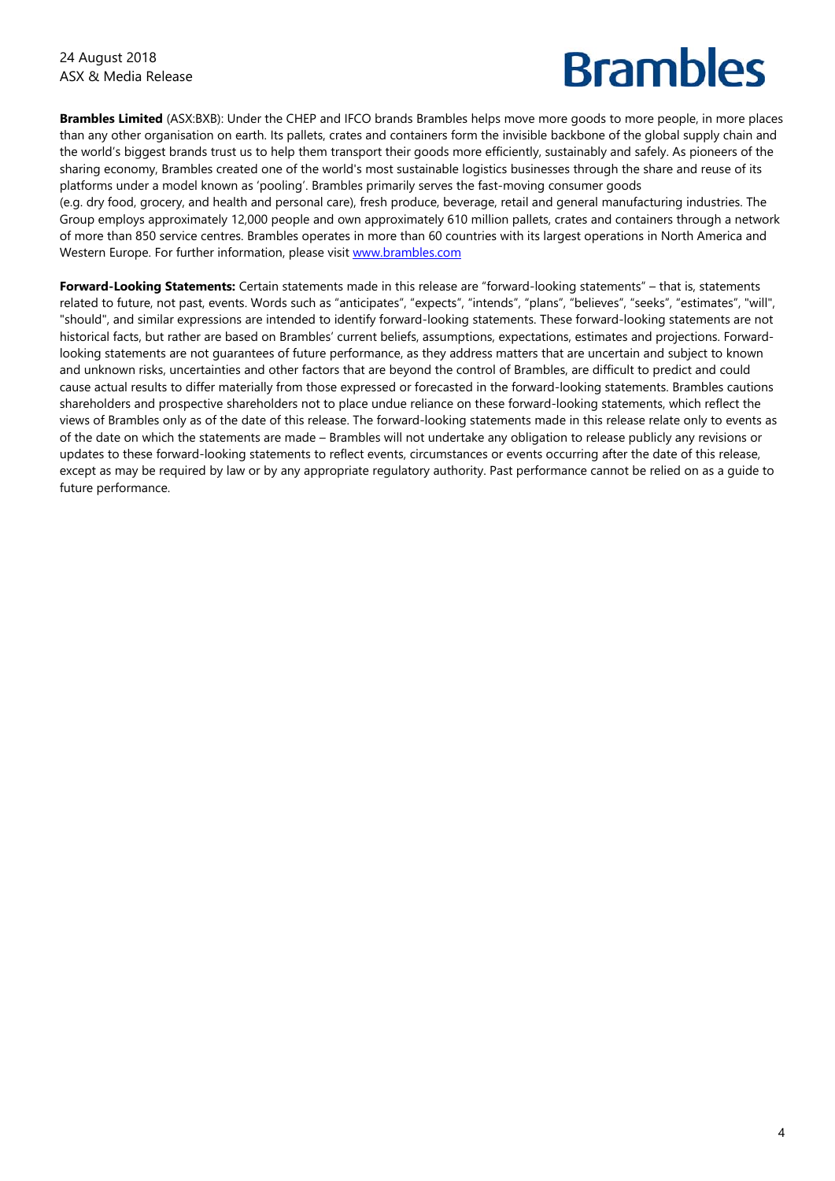**Brambles Limited** (ASX:BXB): Under the CHEP and IFCO brands Brambles helps move more goods to more people, in more places than any other organisation on earth. Its pallets, crates and containers form the invisible backbone of the global supply chain and the world's biggest brands trust us to help them transport their goods more efficiently, sustainably and safely. As pioneers of the sharing economy, Brambles created one of the world's most sustainable logistics businesses through the share and reuse of its platforms under a model known as 'pooling'. Brambles primarily serves the fast-moving consumer goods (e.g. dry food, grocery, and health and personal care), fresh produce, beverage, retail and general manufacturing industries. The Group employs approximately 12,000 people and own approximately 610 million pallets, crates and containers through a network of more than 850 service centres. Brambles operates in more than 60 countries with its largest operations in North America and Western Europe. For further information, please visit [www.brambles.com](www.brambles.com)

**Forward-Looking Statements:** Certain statements made in this release are "forward-looking statements" – that is, statements related to future, not past, events. Words such as "anticipates", "expects", "intends", "plans", "believes", "seeks", "estimates", "will", "should", and similar expressions are intended to identify forward-looking statements. These forward-looking statements are not historical facts, but rather are based on Brambles' current beliefs, assumptions, expectations, estimates and projections. Forward-looking statements are not guarantees of future performance, as they address matters that are uncertain and subject to known and unknown risks, uncertainties and other factors that are beyond the control of Brambles, are difficult to predict and could cause actual results to differ materially from those expressed or forecasted in the forward-looking statements. Brambles cautions shareholders and prospective shareholders not to place undue reliance on these forward-looking statements, which reflect the views of Brambles only as of the date of this release. The forward-looking statements made in this release relate only to events as of the date on which the statements are made – Brambles will not undertake any obligation to release publicly any revisions or updates to these forward-looking statements to reflect events, circumstances or events occurring after the date of this release, except as may be required by law or by any appropriate regulatory authority. Past performance cannot be relied on as a guide to future performance.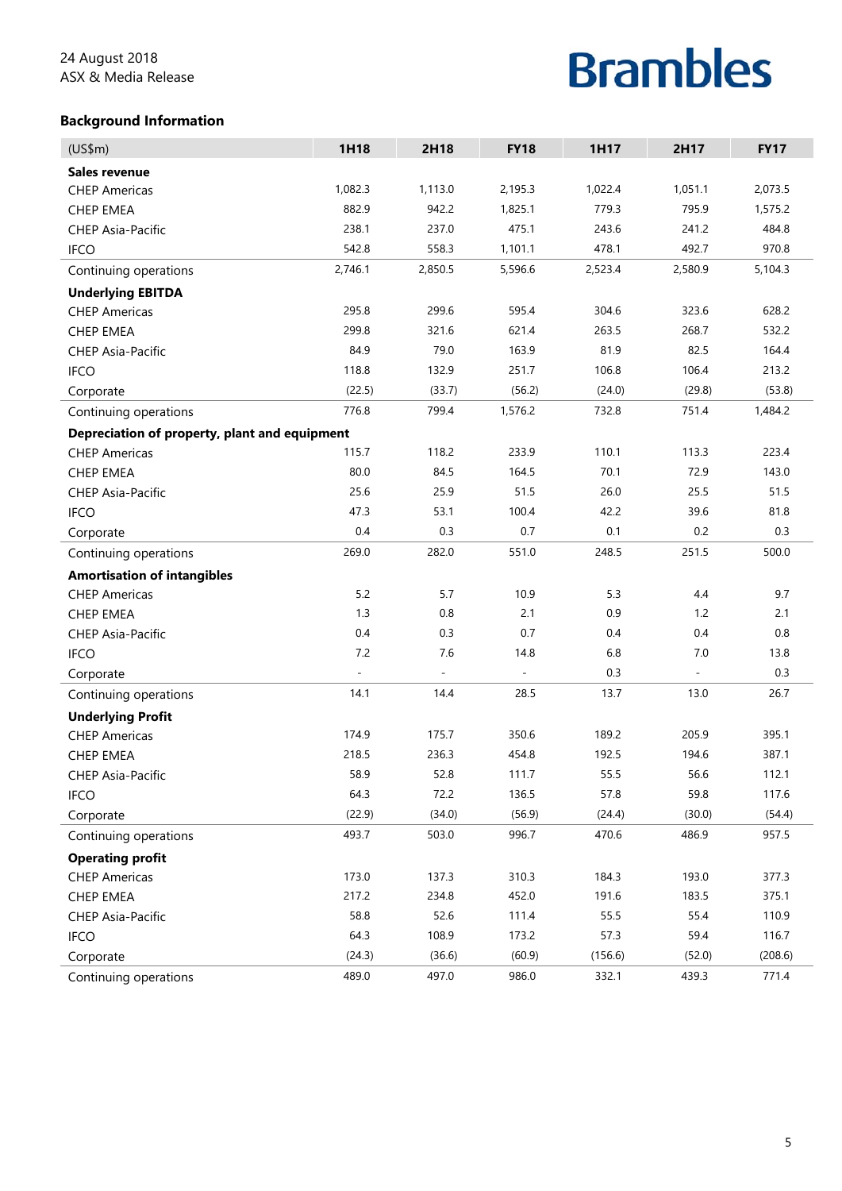24 August 2018
ASX & Media Release

# Brambles

## Background Information

| (US$m) | 1H18 | 2H18 | FY18 | 1H17 | 2H17 | FY17 |
|---|---|---|---|---|---|---|
| **Sales revenue** | | | | | | |
| CHEP Americas | 1,082.3 | 1,113.0 | 2,195.3 | 1,022.4 | 1,051.1 | 2,073.5 |
| CHEP EMEA | 882.9 | 942.2 | 1,825.1 | 779.3 | 795.9 | 1,575.2 |
| CHEP Asia-Pacific | 238.1 | 237.0 | 475.1 | 243.6 | 241.2 | 484.8 |
| IFCO | 542.8 | 558.3 | 1,101.1 | 478.1 | 492.7 | 970.8 |
| Continuing operations | 2,746.1 | 2,850.5 | 5,596.6 | 2,523.4 | 2,580.9 | 5,104.3 |
| **Underlying EBITDA** | | | | | | |
| CHEP Americas | 295.8 | 299.6 | 595.4 | 304.6 | 323.6 | 628.2 |
| CHEP EMEA | 299.8 | 321.6 | 621.4 | 263.5 | 268.7 | 532.2 |
| CHEP Asia-Pacific | 84.9 | 79.0 | 163.9 | 81.9 | 82.5 | 164.4 |
| IFCO | 118.8 | 132.9 | 251.7 | 106.8 | 106.4 | 213.2 |
| Corporate | (22.5) | (33.7) | (56.2) | (24.0) | (29.8) | (53.8) |
| Continuing operations | 776.8 | 799.4 | 1,576.2 | 732.8 | 751.4 | 1,484.2 |
| **Depreciation of property, plant and equipment** | | | | | | |
| CHEP Americas | 115.7 | 118.2 | 233.9 | 110.1 | 113.3 | 223.4 |
| CHEP EMEA | 80.0 | 84.5 | 164.5 | 70.1 | 72.9 | 143.0 |
| CHEP Asia-Pacific | 25.6 | 25.9 | 51.5 | 26.0 | 25.5 | 51.5 |
| IFCO | 47.3 | 53.1 | 100.4 | 42.2 | 39.6 | 81.8 |
| Corporate | 0.4 | 0.3 | 0.7 | 0.1 | 0.2 | 0.3 |
| Continuing operations | 269.0 | 282.0 | 551.0 | 248.5 | 251.5 | 500.0 |
| **Amortisation of intangibles** | | | | | | |
| CHEP Americas | 5.2 | 5.7 | 10.9 | 5.3 | 4.4 | 9.7 |
| CHEP EMEA | 1.3 | 0.8 | 2.1 | 0.9 | 1.2 | 2.1 |
| CHEP Asia-Pacific | 0.4 | 0.3 | 0.7 | 0.4 | 0.4 | 0.8 |
| IFCO | 7.2 | 7.6 | 14.8 | 6.8 | 7.0 | 13.8 |
| Corporate | - | - | - | 0.3 | - | 0.3 |
| Continuing operations | 14.1 | 14.4 | 28.5 | 13.7 | 13.0 | 26.7 |
| **Underlying Profit** | | | | | | |
| CHEP Americas | 174.9 | 175.7 | 350.6 | 189.2 | 205.9 | 395.1 |
| CHEP EMEA | 218.5 | 236.3 | 454.8 | 192.5 | 194.6 | 387.1 |
| CHEP Asia-Pacific | 58.9 | 52.8 | 111.7 | 55.5 | 56.6 | 112.1 |
| IFCO | 64.3 | 72.2 | 136.5 | 57.8 | 59.8 | 117.6 |
| Corporate | (22.9) | (34.0) | (56.9) | (24.4) | (30.0) | (54.4) |
| Continuing operations | 493.7 | 503.0 | 996.7 | 470.6 | 486.9 | 957.5 |
| **Operating profit** | | | | | | |
| CHEP Americas | 173.0 | 137.3 | 310.3 | 184.3 | 193.0 | 377.3 |
| CHEP EMEA | 217.2 | 234.8 | 452.0 | 191.6 | 183.5 | 375.1 |
| CHEP Asia-Pacific | 58.8 | 52.6 | 111.4 | 55.5 | 55.4 | 110.9 |
| IFCO | 64.3 | 108.9 | 173.2 | 57.3 | 59.4 | 116.7 |
| Corporate | (24.3) | (36.6) | (60.9) | (156.6) | (52.0) | (208.6) |
| Continuing operations | 489.0 | 497.0 | 986.0 | 332.1 | 439.3 | 771.4 |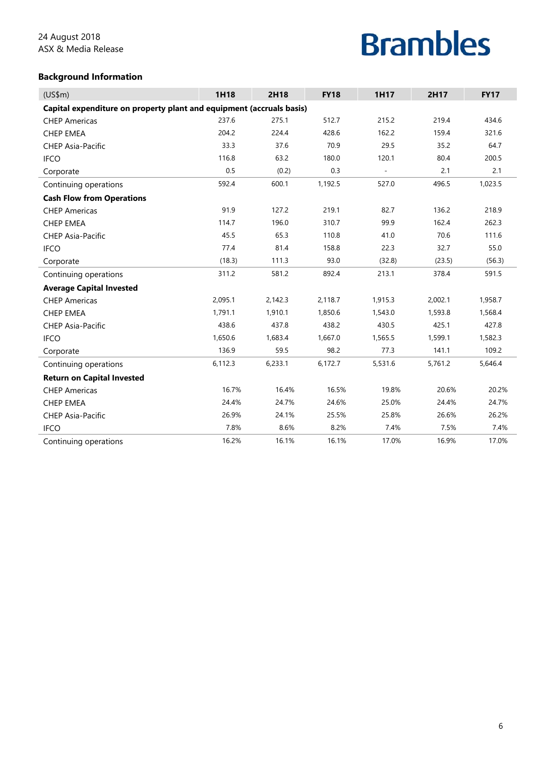24 August 2018
ASX & Media Release

**Brambles**

## Background Information

| (US$m) | 1H18 | 2H18 | FY18 | 1H17 | 2H17 | FY17 |
|---|---|---|---|---|---|---|
| **Capital expenditure on property plant and equipment (accruals basis)** | | | | | | |
| CHEP Americas | 237.6 | 275.1 | 512.7 | 215.2 | 219.4 | 434.6 |
| CHEP EMEA | 204.2 | 224.4 | 428.6 | 162.2 | 159.4 | 321.6 |
| CHEP Asia-Pacific | 33.3 | 37.6 | 70.9 | 29.5 | 35.2 | 64.7 |
| IFCO | 116.8 | 63.2 | 180.0 | 120.1 | 80.4 | 200.5 |
| Corporate | 0.5 | (0.2) | 0.3 | - | 2.1 | 2.1 |
| Continuing operations | 592.4 | 600.1 | 1,192.5 | 527.0 | 496.5 | 1,023.5 |
| **Cash Flow from Operations** | | | | | | |
| CHEP Americas | 91.9 | 127.2 | 219.1 | 82.7 | 136.2 | 218.9 |
| CHEP EMEA | 114.7 | 196.0 | 310.7 | 99.9 | 162.4 | 262.3 |
| CHEP Asia-Pacific | 45.5 | 65.3 | 110.8 | 41.0 | 70.6 | 111.6 |
| IFCO | 77.4 | 81.4 | 158.8 | 22.3 | 32.7 | 55.0 |
| Corporate | (18.3) | 111.3 | 93.0 | (32.8) | (23.5) | (56.3) |
| Continuing operations | 311.2 | 581.2 | 892.4 | 213.1 | 378.4 | 591.5 |
| **Average Capital Invested** | | | | | | |
| CHEP Americas | 2,095.1 | 2,142.3 | 2,118.7 | 1,915.3 | 2,002.1 | 1,958.7 |
| CHEP EMEA | 1,791.1 | 1,910.1 | 1,850.6 | 1,543.0 | 1,593.8 | 1,568.4 |
| CHEP Asia-Pacific | 438.6 | 437.8 | 438.2 | 430.5 | 425.1 | 427.8 |
| IFCO | 1,650.6 | 1,683.4 | 1,667.0 | 1,565.5 | 1,599.1 | 1,582.3 |
| Corporate | 136.9 | 59.5 | 98.2 | 77.3 | 141.1 | 109.2 |
| Continuing operations | 6,112.3 | 6,233.1 | 6,172.7 | 5,531.6 | 5,761.2 | 5,646.4 |
| **Return on Capital Invested** | | | | | | |
| CHEP Americas | 16.7% | 16.4% | 16.5% | 19.8% | 20.6% | 20.2% |
| CHEP EMEA | 24.4% | 24.7% | 24.6% | 25.0% | 24.4% | 24.7% |
| CHEP Asia-Pacific | 26.9% | 24.1% | 25.5% | 25.8% | 26.6% | 26.2% |
| IFCO | 7.8% | 8.6% | 8.2% | 7.4% | 7.5% | 7.4% |
| Continuing operations | 16.2% | 16.1% | 16.1% | 17.0% | 16.9% | 17.0% |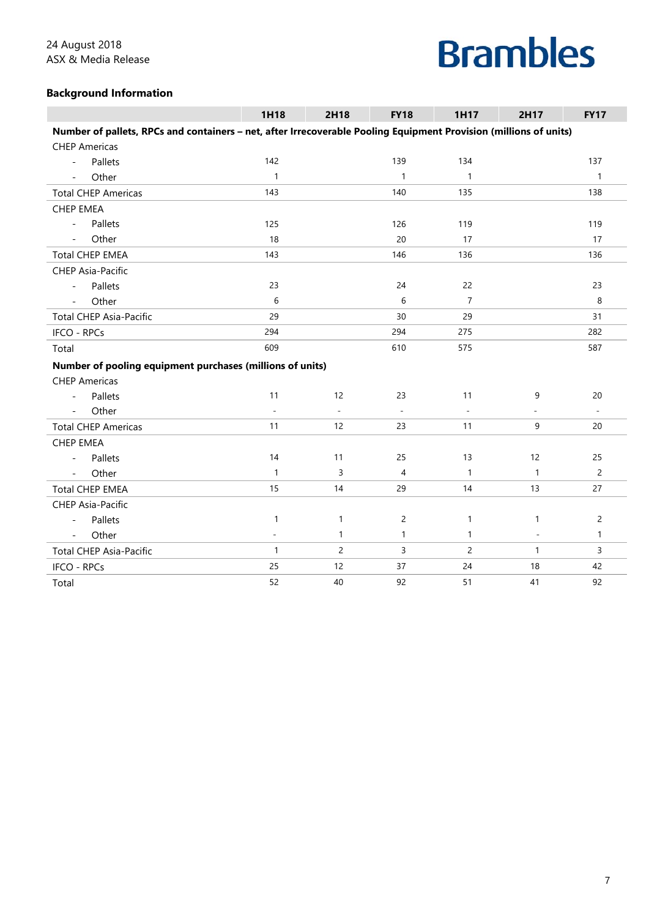24 August 2018
ASX & Media Release

**Brambles**

## Background Information

| | 1H18 | 2H18 | FY18 | 1H17 | 2H17 | FY17 |
|---|---|---|---|---|---|---|
| **Number of pallets, RPCs and containers – net, after Irrecoverable Pooling Equipment Provision (millions of units)** | | | | | | |
| CHEP Americas | | | | | | |
| - Pallets | 142 | | 139 | 134 | | 137 |
| - Other | 1 | | 1 | 1 | | 1 |
| Total CHEP Americas | 143 | | 140 | 135 | | 138 |
| CHEP EMEA | | | | | | |
| - Pallets | 125 | | 126 | 119 | | 119 |
| - Other | 18 | | 20 | 17 | | 17 |
| Total CHEP EMEA | 143 | | 146 | 136 | | 136 |
| CHEP Asia-Pacific | | | | | | |
| - Pallets | 23 | | 24 | 22 | | 23 |
| - Other | 6 | | 6 | 7 | | 8 |
| Total CHEP Asia-Pacific | 29 | | 30 | 29 | | 31 |
| IFCO - RPCs | 294 | | 294 | 275 | | 282 |
| Total | 609 | | 610 | 575 | | 587 |
| **Number of pooling equipment purchases (millions of units)** | | | | | | |
| CHEP Americas | | | | | | |
| - Pallets | 11 | 12 | 23 | 11 | 9 | 20 |
| - Other | - | - | - | - | - | - |
| Total CHEP Americas | 11 | 12 | 23 | 11 | 9 | 20 |
| CHEP EMEA | | | | | | |
| - Pallets | 14 | 11 | 25 | 13 | 12 | 25 |
| - Other | 1 | 3 | 4 | 1 | 1 | 2 |
| Total CHEP EMEA | 15 | 14 | 29 | 14 | 13 | 27 |
| CHEP Asia-Pacific | | | | | | |
| - Pallets | 1 | 1 | 2 | 1 | 1 | 2 |
| - Other | - | 1 | 1 | 1 | - | 1 |
| Total CHEP Asia-Pacific | 1 | 2 | 3 | 2 | 1 | 3 |
| IFCO - RPCs | 25 | 12 | 37 | 24 | 18 | 42 |
| Total | 52 | 40 | 92 | 51 | 41 | 92 |